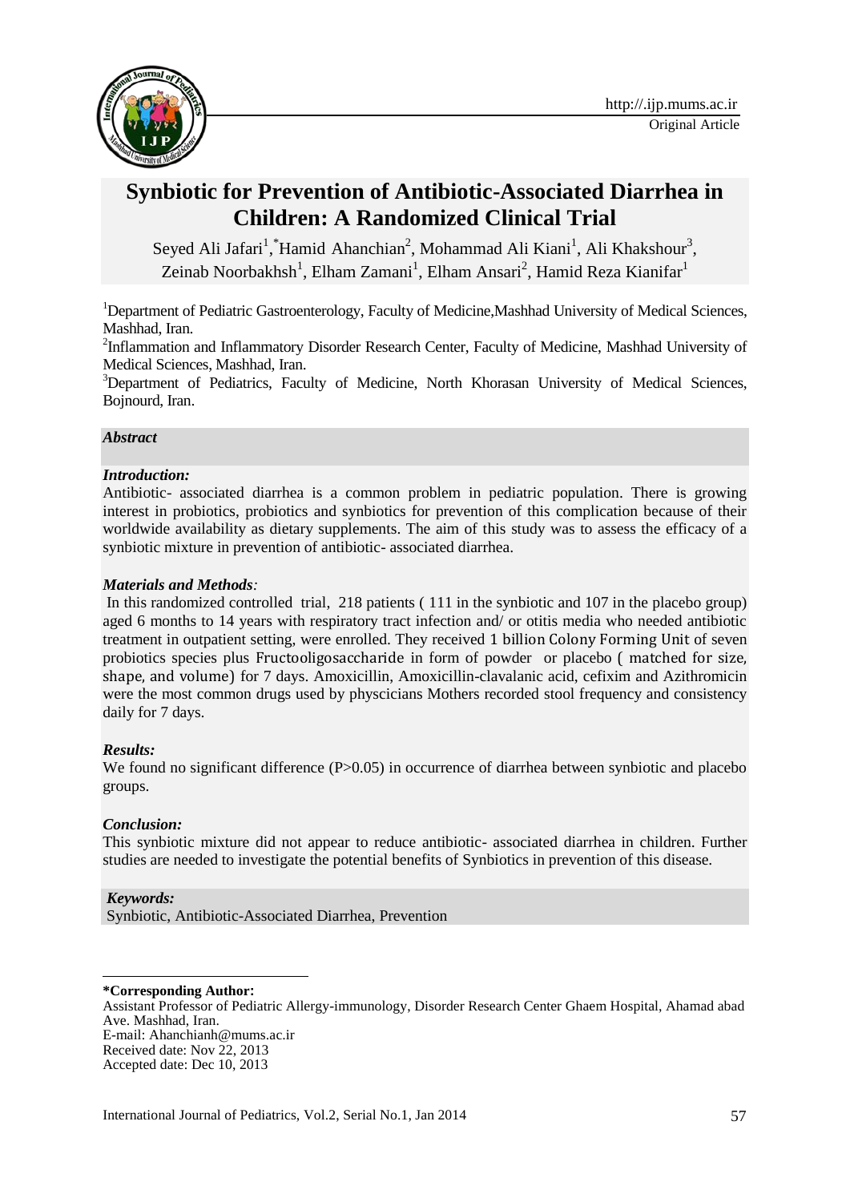# Synbiotic for Prevention of Antibiotic-Associated Diarrhea in Children: A Randomized Clinical Trial

Seyed Ali Jafari[1], *Hamid Ahanchian[2], Mohammad Ali Kiani[1], Ali Khakshour[3], Zeinab Noorbakhsh[1], Elham Zamani[1], Elham Ansari[2], Hamid Reza Kianifar[1]

[1]Department of Pediatric Gastroenterology, Faculty of Medicine,Mashhad University of Medical Sciences, Mashhad, Iran.

[2]Inflammation and Inflammatory Disorder Research Center, Faculty of Medicine, Mashhad University of Medical Sciences, Mashhad, Iran.

[3]Department of Pediatrics, Faculty of Medicine, North Khorasan University of Medical Sciences, Bojnourd, Iran.

***Abstract***

***Introduction:***

Antibiotic- associated diarrhea is a common problem in pediatric population. There is growing interest in probiotics, probiotics and synbiotics for prevention of this complication because of their worldwide availability as dietary supplements. The aim of this study was to assess the efficacy of a synbiotic mixture in prevention of antibiotic- associated diarrhea.

***Materials and Methods:***

In this randomized controlled trial, 218 patients ( 111 in the synbiotic and 107 in the placebo group) aged 6 months to 14 years with respiratory tract infection and/ or otitis media who needed antibiotic treatment in outpatient setting, were enrolled. They received 1 billion Colony Forming Unit of seven probiotics species plus Fructooligosaccharide in form of powder or placebo ( matched for size, shape, and volume) for 7 days. Amoxicillin, Amoxicillin-clavalanic acid, cefixim and Azithromicin were the most common drugs used by physcicians Mothers recorded stool frequency and consistency daily for 7 days.

***Results:***

We found no significant difference (P>0.05) in occurrence of diarrhea between synbiotic and placebo groups.

***Conclusion:***

This synbiotic mixture did not appear to reduce antibiotic- associated diarrhea in children. Further studies are needed to investigate the potential benefits of Synbiotics in prevention of this disease.

***Keywords:***

Synbiotic, Antibiotic-Associated Diarrhea, Prevention

---

**\*Corresponding Author:**

Assistant Professor of Pediatric Allergy-immunology, Disorder Research Center Ghaem Hospital, Ahamad abad Ave. Mashhad, Iran.

E-mail: Ahanchianh@mums.ac.ir

Received date: Nov 22, 2013

Accepted date: Dec 10, 2013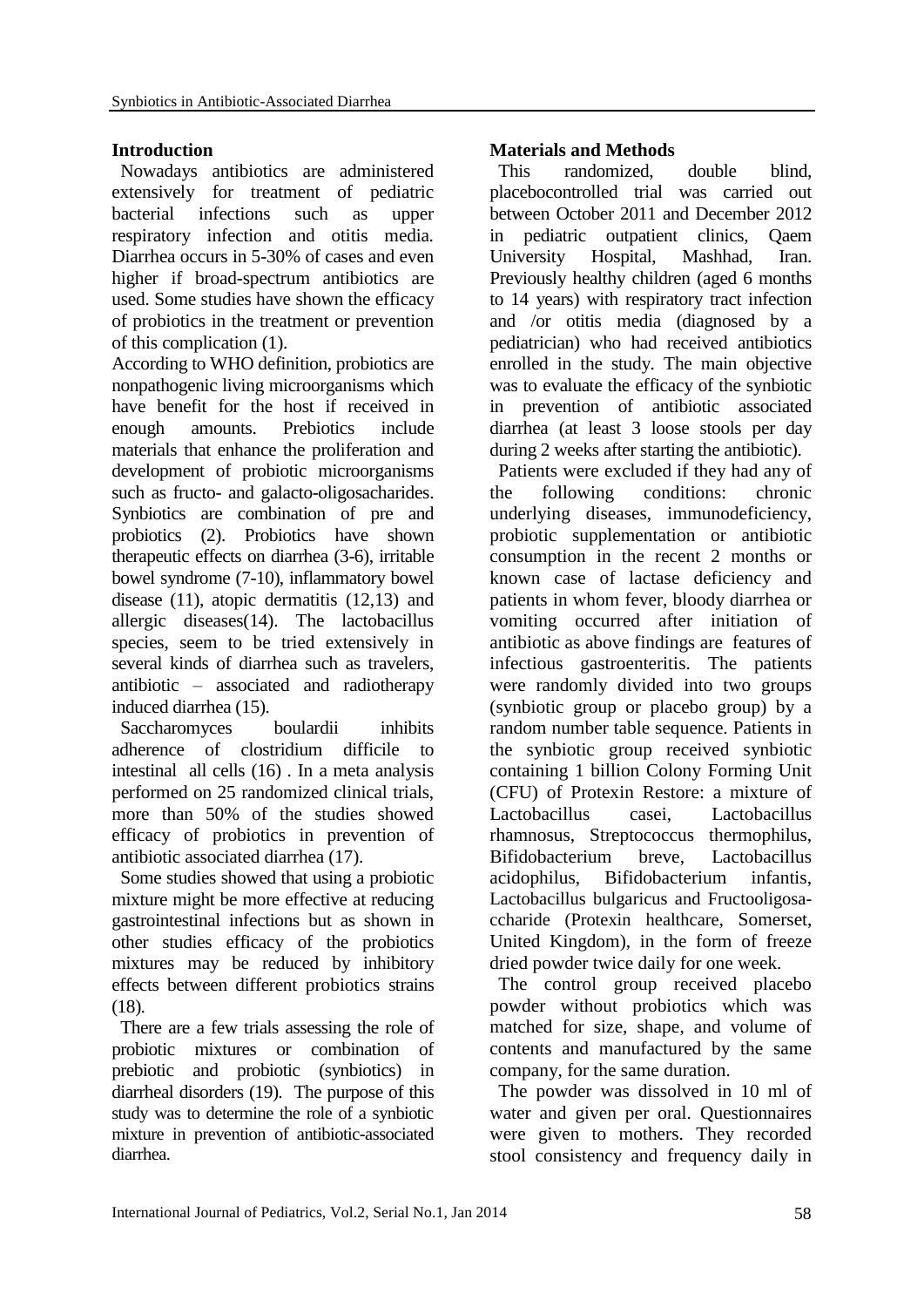## Introduction

Nowadays antibiotics are administered extensively for treatment of pediatric bacterial infections such as upper respiratory infection and otitis media. Diarrhea occurs in 5-30% of cases and even higher if broad-spectrum antibiotics are used. Some studies have shown the efficacy of probiotics in the treatment or prevention of this complication (1).

According to WHO definition, probiotics are nonpathogenic living microorganisms which have benefit for the host if received in enough amounts. Prebiotics include materials that enhance the proliferation and development of probiotic microorganisms such as fructo- and galacto-oligosacharides. Synbiotics are combination of pre and probiotics (2). Probiotics have shown therapeutic effects on diarrhea (3-6), irritable bowel syndrome (7-10), inflammatory bowel disease (11), atopic dermatitis (12,13) and allergic diseases(14). The lactobacillus species, seem to be tried extensively in several kinds of diarrhea such as travelers, antibiotic – associated and radiotherapy induced diarrhea (15).

Saccharomyces boulardii inhibits adherence of clostridium difficile to intestinal all cells (16) . In a meta analysis performed on 25 randomized clinical trials, more than 50% of the studies showed efficacy of probiotics in prevention of antibiotic associated diarrhea (17).

Some studies showed that using a probiotic mixture might be more effective at reducing gastrointestinal infections but as shown in other studies efficacy of the probiotics mixtures may be reduced by inhibitory effects between different probiotics strains (18).

There are a few trials assessing the role of probiotic mixtures or combination of prebiotic and probiotic (synbiotics) in diarrheal disorders (19). The purpose of this study was to determine the role of a synbiotic mixture in prevention of antibiotic-associated diarrhea.

## Materials and Methods

This randomized, double blind, placebocontrolled trial was carried out between October 2011 and December 2012 in pediatric outpatient clinics, Qaem University Hospital, Mashhad, Iran. Previously healthy children (aged 6 months to 14 years) with respiratory tract infection and /or otitis media (diagnosed by a pediatrician) who had received antibiotics enrolled in the study. The main objective was to evaluate the efficacy of the synbiotic in prevention of antibiotic associated diarrhea (at least 3 loose stools per day during 2 weeks after starting the antibiotic).

Patients were excluded if they had any of the following conditions: chronic underlying diseases, immunodeficiency, probiotic supplementation or antibiotic consumption in the recent 2 months or known case of lactase deficiency and patients in whom fever, bloody diarrhea or vomiting occurred after initiation of antibiotic as above findings are features of infectious gastroenteritis. The patients were randomly divided into two groups (synbiotic group or placebo group) by a random number table sequence. Patients in the synbiotic group received synbiotic containing 1 billion Colony Forming Unit (CFU) of Protexin Restore: a mixture of Lactobacillus casei, Lactobacillus rhamnosus, Streptococcus thermophilus, Bifidobacterium breve, Lactobacillus acidophilus, Bifidobacterium infantis, Lactobacillus bulgaricus and Fructooligosaccharide (Protexin healthcare, Somerset, United Kingdom), in the form of freeze dried powder twice daily for one week.

The control group received placebo powder without probiotics which was matched for size, shape, and volume of contents and manufactured by the same company, for the same duration.

The powder was dissolved in 10 ml of water and given per oral. Questionnaires were given to mothers. They recorded stool consistency and frequency daily in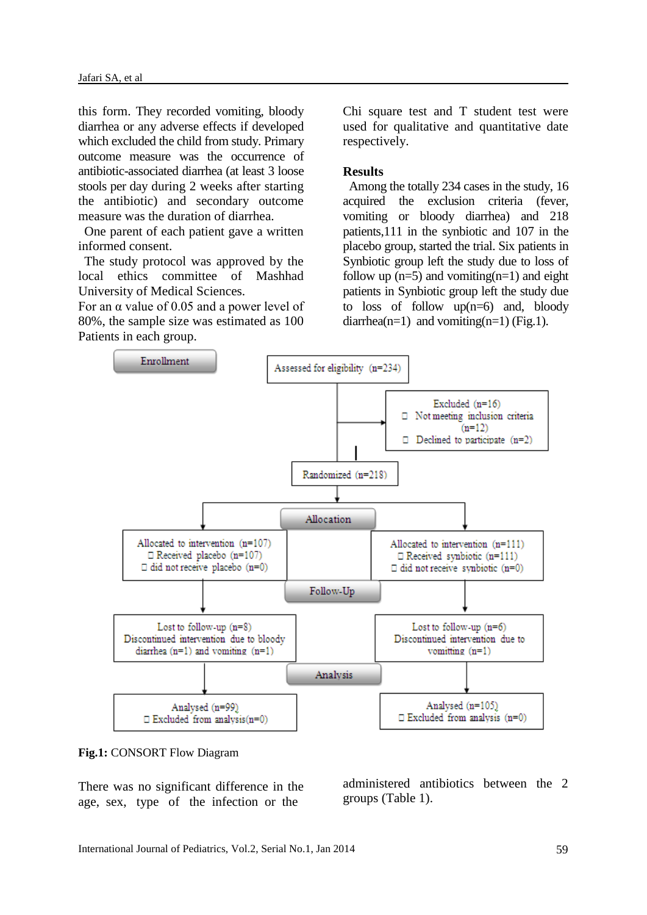this form. They recorded vomiting, bloody diarrhea or any adverse effects if developed which excluded the child from study. Primary outcome measure was the occurrence of antibiotic-associated diarrhea (at least 3 loose stools per day during 2 weeks after starting the antibiotic) and secondary outcome measure was the duration of diarrhea.

One parent of each patient gave a written informed consent.

The study protocol was approved by the local ethics committee of Mashhad University of Medical Sciences.

For an α value of 0.05 and a power level of 80%, the sample size was estimated as 100 Patients in each group.

Chi square test and T student test were used for qualitative and quantitative date respectively.

## Results

Among the totally 234 cases in the study, 16 acquired the exclusion criteria (fever, vomiting or bloody diarrhea) and 218 patients,111 in the synbiotic and 107 in the placebo group, started the trial. Six patients in Synbiotic group left the study due to loss of follow up (n=5) and vomiting(n=1) and eight patients in Synbiotic group left the study due to loss of follow up(n=6) and, bloody diarrhea(n=1) and vomiting(n=1) (Fig.1).

Enrollment

Assessed for eligibility (n=234)

Excluded (n=16)
- Not meeting inclusion criteria (n=12)
- Declined to participate (n=2)

Randomized (n=218)

Allocation

Allocated to intervention (n=107)
- Received placebo (n=107)
- did not receive placebo (n=0)

Allocated to intervention (n=111)
- Received synbiotic (n=111)
- did not receive synbiotic (n=0)

Follow-Up

Lost to follow-up (n=8)
Discontinued intervention due to bloody diarrhea (n=1) and vomiting (n=1)

Lost to follow-up (n=6)
Discontinued intervention due to vomitting (n=1)

Analysis

Analysed (n=99)
- Excluded from analysis(n=0)

Analysed (n=105)
- Excluded from analysis (n=0)

**Fig.1:** CONSORT Flow Diagram

There was no significant difference in the age, sex, type of the infection or the administered antibiotics between the 2 groups (Table 1).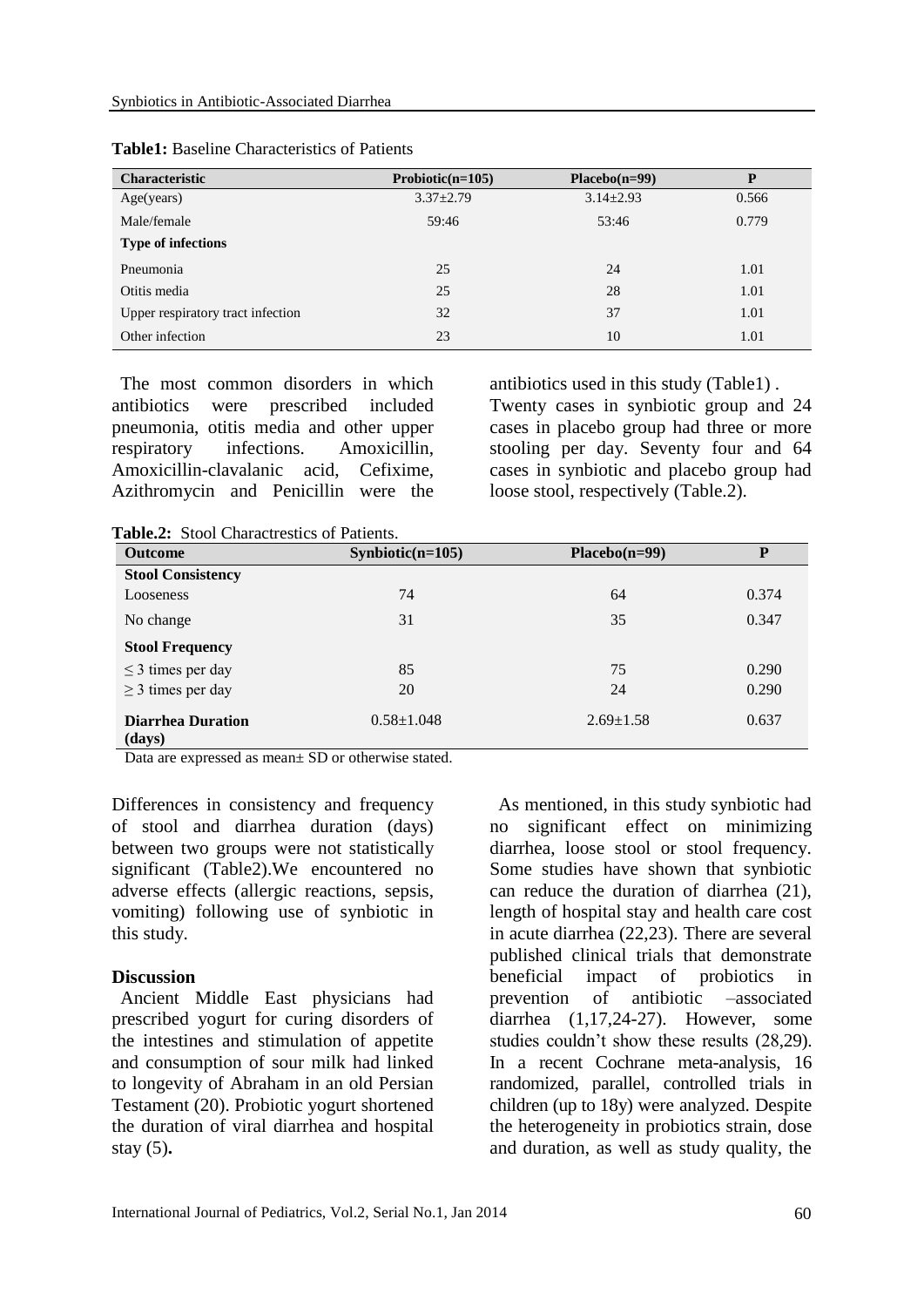**Table1:** Baseline Characteristics of Patients

| Characteristic | Probiotic(n=105) | Placebo(n=99) | P |
|---|---|---|---|
| Age(years) | 3.37±2.79 | 3.14±2.93 | 0.566 |
| Male/female | 59:46 | 53:46 | 0.779 |
| **Type of infections** | | | |
| Pneumonia | 25 | 24 | 1.01 |
| Otitis media | 25 | 28 | 1.01 |
| Upper respiratory tract infection | 32 | 37 | 1.01 |
| Other infection | 23 | 10 | 1.01 |

The most common disorders in which antibiotics were prescribed included pneumonia, otitis media and other upper respiratory infections. Amoxicillin, Amoxicillin-clavalanic acid, Cefixime, Azithromycin and Penicillin were the antibiotics used in this study (Table1) .

Twenty cases in synbiotic group and 24 cases in placebo group had three or more stooling per day. Seventy four and 64 cases in synbiotic and placebo group had loose stool, respectively (Table.2).

**Table.2:** Stool Charactrestics of Patients.

| Outcome | Synbiotic(n=105) | Placebo(n=99) | P |
|---|---|---|---|
| **Stool Consistency** | | | |
| Looseness | 74 | 64 | 0.374 |
| No change | 31 | 35 | 0.347 |
| **Stool Frequency** | | | |
| ≤ 3 times per day | 85 | 75 | 0.290 |
| ≥ 3 times per day | 20 | 24 | 0.290 |
| **Diarrhea Duration (days)** | 0.58±1.048 | 2.69±1.58 | 0.637 |

Data are expressed as mean± SD or otherwise stated.

Differences in consistency and frequency of stool and diarrhea duration (days) between two groups were not statistically significant (Table2).We encountered no adverse effects (allergic reactions, sepsis, vomiting) following use of synbiotic in this study.

## Discussion

Ancient Middle East physicians had prescribed yogurt for curing disorders of the intestines and stimulation of appetite and consumption of sour milk had linked to longevity of Abraham in an old Persian Testament (20). Probiotic yogurt shortened the duration of viral diarrhea and hospital stay (5)**.**

As mentioned, in this study synbiotic had no significant effect on minimizing diarrhea, loose stool or stool frequency. Some studies have shown that synbiotic can reduce the duration of diarrhea (21), length of hospital stay and health care cost in acute diarrhea (22,23). There are several published clinical trials that demonstrate beneficial impact of probiotics in prevention of antibiotic –associated diarrhea (1,17,24-27). However, some studies couldn't show these results (28,29). In a recent Cochrane meta-analysis, 16 randomized, parallel, controlled trials in children (up to 18y) were analyzed. Despite the heterogeneity in probiotics strain, dose and duration, as well as study quality, the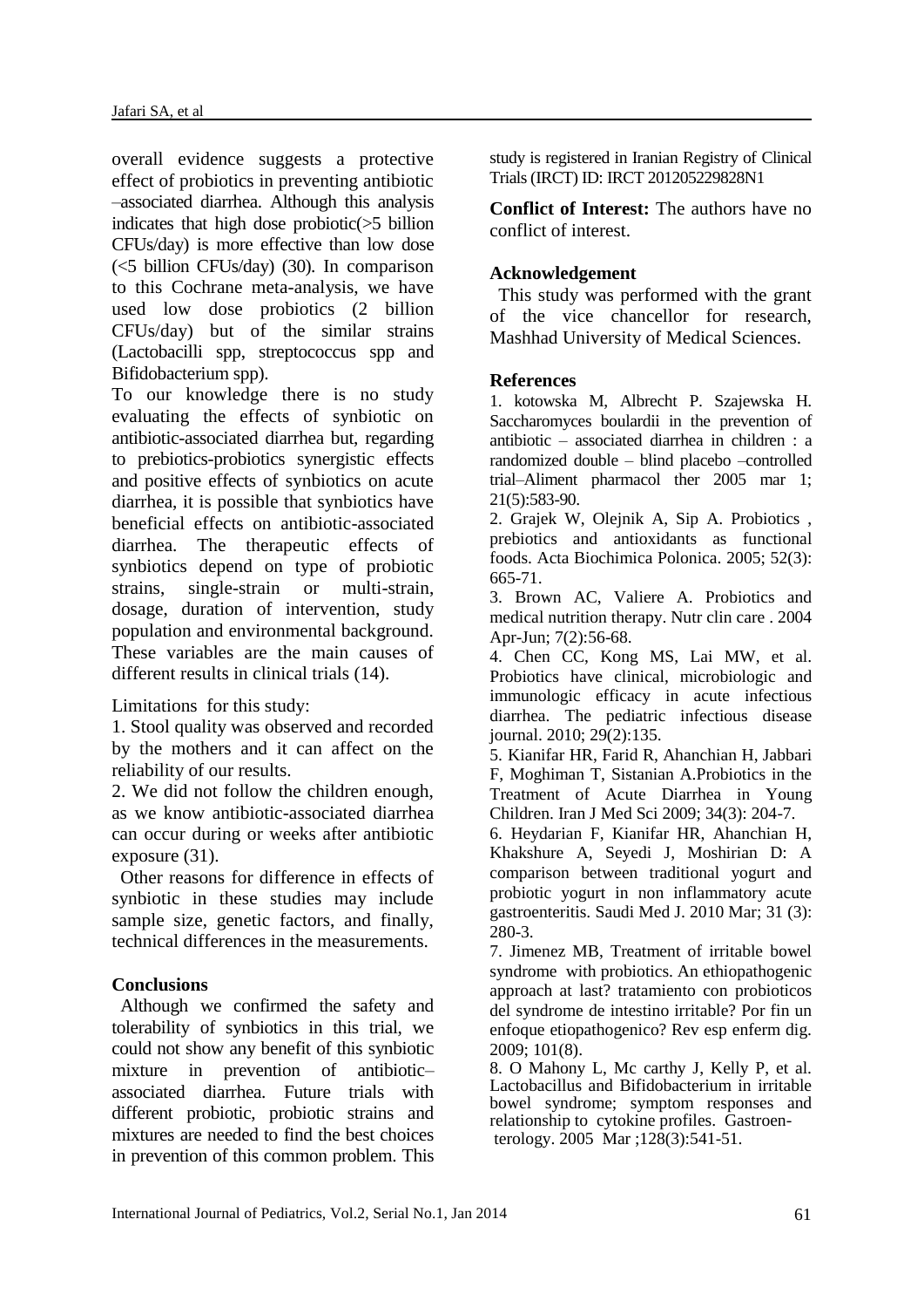overall evidence suggests a protective effect of probiotics in preventing antibiotic –associated diarrhea. Although this analysis indicates that high dose probiotic(>5 billion CFUs/day) is more effective than low dose (<5 billion CFUs/day) (30). In comparison to this Cochrane meta-analysis, we have used low dose probiotics (2 billion CFUs/day) but of the similar strains (Lactobacilli spp, streptococcus spp and Bifidobacterium spp).

To our knowledge there is no study evaluating the effects of synbiotic on antibiotic-associated diarrhea but, regarding to prebiotics-probiotics synergistic effects and positive effects of synbiotics on acute diarrhea, it is possible that synbiotics have beneficial effects on antibiotic-associated diarrhea. The therapeutic effects of synbiotics depend on type of probiotic strains, single-strain or multi-strain, dosage, duration of intervention, study population and environmental background. These variables are the main causes of different results in clinical trials (14).

Limitations for this study:

1. Stool quality was observed and recorded by the mothers and it can affect on the reliability of our results.
2. We did not follow the children enough, as we know antibiotic-associated diarrhea can occur during or weeks after antibiotic exposure (31).

Other reasons for difference in effects of synbiotic in these studies may include sample size, genetic factors, and finally, technical differences in the measurements.

## Conclusions

Although we confirmed the safety and tolerability of synbiotics in this trial, we could not show any benefit of this synbiotic mixture in prevention of antibiotic–associated diarrhea. Future trials with different probiotic, probiotic strains and mixtures are needed to find the best choices in prevention of this common problem. This study is registered in Iranian Registry of Clinical Trials (IRCT) ID: IRCT 201205229828N1

**Conflict of Interest:** The authors have no conflict of interest.

## Acknowledgement

This study was performed with the grant of the vice chancellor for research, Mashhad University of Medical Sciences.

## References

1. kotowska M, Albrecht P. Szajewska H. Saccharomyces boulardii in the prevention of antibiotic – associated diarrhea in children : a randomized double – blind placebo –controlled trial–Aliment pharmacol ther 2005 mar 1; 21(5):583-90.
2. Grajek W, Olejnik A, Sip A. Probiotics , prebiotics and antioxidants as functional foods. Acta Biochimica Polonica. 2005; 52(3): 665-71.
3. Brown AC, Valiere A. Probiotics and medical nutrition therapy. Nutr clin care . 2004 Apr-Jun; 7(2):56-68.
4. Chen CC, Kong MS, Lai MW, et al. Probiotics have clinical, microbiologic and immunologic efficacy in acute infectious diarrhea. The pediatric infectious disease journal. 2010; 29(2):135.
5. Kianifar HR, Farid R, Ahanchian H, Jabbari F, Moghiman T, Sistanian A.Probiotics in the Treatment of Acute Diarrhea in Young Children. Iran J Med Sci 2009; 34(3): 204-7.
6. Heydarian F, Kianifar HR, Ahanchian H, Khakshure A, Seyedi J, Moshirian D: A comparison between traditional yogurt and probiotic yogurt in non inflammatory acute gastroenteritis. Saudi Med J. 2010 Mar; 31 (3): 280-3.
7. Jimenez MB, Treatment of irritable bowel syndrome with probiotics. An ethiopathogenic approach at last? tratamiento con probioticos del syndrome de intestino irritable? Por fin un enfoque etiopathogenico? Rev esp enferm dig. 2009; 101(8).
8. O Mahony L, Mc carthy J, Kelly P, et al. Lactobacillus and Bifidobacterium in irritable bowel syndrome; symptom responses and relationship to cytokine profiles. Gastroenterology. 2005 Mar ;128(3):541-51.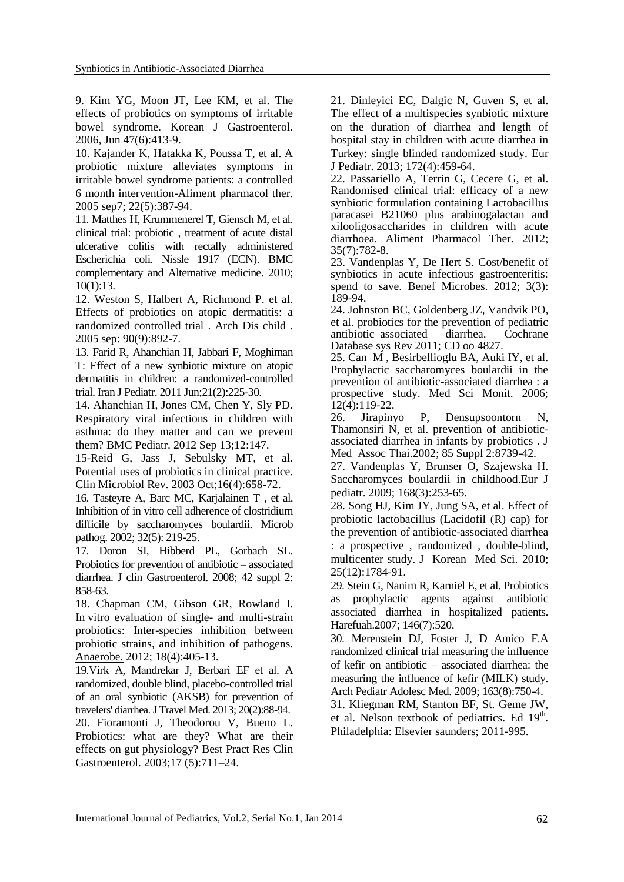9. Kim YG, Moon JT, Lee KM, et al. The effects of probiotics on symptoms of irritable bowel syndrome. Korean J Gastroenterol. 2006, Jun 47(6):413-9.

10. Kajander K, Hatakka K, Poussa T, et al. A probiotic mixture alleviates symptoms in irritable bowel syndrome patients: a controlled 6 month intervention-Aliment pharmacol ther. 2005 sep7; 22(5):387-94.

11. Matthes H, Krummenerel T, Giensch M, et al. clinical trial: probiotic , treatment of acute distal ulcerative colitis with rectally administered Escherichia coli. Nissle 1917 (ECN). BMC complementary and Alternative medicine. 2010; 10(1):13.

12. Weston S, Halbert A, Richmond P. et al. Effects of probiotics on atopic dermatitis: a randomized controlled trial . Arch Dis child . 2005 sep: 90(9):892-7.

13. Farid R, Ahanchian H, Jabbari F, Moghiman T: Effect of a new synbiotic mixture on atopic dermatitis in children: a randomized-controlled trial. Iran J Pediatr. 2011 Jun;21(2):225-30.

14. Ahanchian H, Jones CM, Chen Y, Sly PD. Respiratory viral infections in children with asthma: do they matter and can we prevent them? BMC Pediatr. 2012 Sep 13;12:147.

15-Reid G, Jass J, Sebulsky MT, et al. Potential uses of probiotics in clinical practice. Clin Microbiol Rev. 2003 Oct;16(4):658-72.

16. Tasteyre A, Barc MC, Karjalainen T , et al. Inhibition of in vitro cell adherence of clostridium difficile by saccharomyces boulardii. Microb pathog. 2002; 32(5): 219-25.

17. Doron SI, Hibberd PL, Gorbach SL. Probiotics for prevention of antibiotic – associated diarrhea. J clin Gastroenterol. 2008; 42 suppl 2: 858-63.

18. Chapman CM, Gibson GR, Rowland I. In vitro evaluation of single- and multi-strain probiotics: Inter-species inhibition between probiotic strains, and inhibition of pathogens. Anaerobe. 2012; 18(4):405-13.

19.Virk A, Mandrekar J, Berbari EF et al. A randomized, double blind, placebo-controlled trial of an oral synbiotic (AKSB) for prevention of travelers' diarrhea. J Travel Med. 2013; 20(2):88-94.

20. Fioramonti J, Theodorou V, Bueno L. Probiotics: what are they? What are their effects on gut physiology? Best Pract Res Clin Gastroenterol. 2003;17 (5):711–24.

21. Dinleyici EC, Dalgic N, Guven S, et al. The effect of a multispecies synbiotic mixture on the duration of diarrhea and length of hospital stay in children with acute diarrhea in Turkey: single blinded randomized study. Eur J Pediatr. 2013; 172(4):459-64.

22. Passariello A, Terrin G, Cecere G, et al. Randomised clinical trial: efficacy of a new synbiotic formulation containing Lactobacillus paracasei B21060 plus arabinogalactan and xilooligosaccharides in children with acute diarrhoea. Aliment Pharmacol Ther. 2012; 35(7):782-8.

23. Vandenplas Y, De Hert S. Cost/benefit of synbiotics in acute infectious gastroenteritis: spend to save. Benef Microbes. 2012; 3(3): 189-94.

24. Johnston BC, Goldenberg JZ, Vandvik PO, et al. probiotics for the prevention of pediatric antibiotic–associated diarrhea. Cochrane Database sys Rev 2011; CD oo 4827.

25. Can M , Besirbellioglu BA, Auki IY, et al. Prophylactic saccharomyces boulardii in the prevention of antibiotic-associated diarrhea : a prospective study. Med Sci Monit. 2006; 12(4):119-22.

26. Jirapinyo P, Densupsoontorn N, Thamonsiri N, et al. prevention of antibiotic-associated diarrhea in infants by probiotics . J Med Assoc Thai.2002; 85 Suppl 2:8739-42.

27. Vandenplas Y, Brunser O, Szajewska H. Saccharomyces boulardii in childhood.Eur J pediatr. 2009; 168(3):253-65.

28. Song HJ, Kim JY, Jung SA, et al. Effect of probiotic lactobacillus (Lacidofil (R) cap) for the prevention of antibiotic-associated diarrhea : a prospective , randomized , double-blind, multicenter study. J Korean Med Sci. 2010; 25(12):1784-91.

29. Stein G, Nanim R, Karniel E, et al. Probiotics as prophylactic agents against antibiotic associated diarrhea in hospitalized patients. Harefuah.2007; 146(7):520.

30. Merenstein DJ, Foster J, D Amico F.A randomized clinical trial measuring the influence of kefir on antibiotic – associated diarrhea: the measuring the influence of kefir (MILK) study. Arch Pediatr Adolesc Med. 2009; 163(8):750-4.

31. Kliegman RM, Stanton BF, St. Geme JW, et al. Nelson textbook of pediatrics. Ed 19th. Philadelphia: Elsevier saunders; 2011-995.